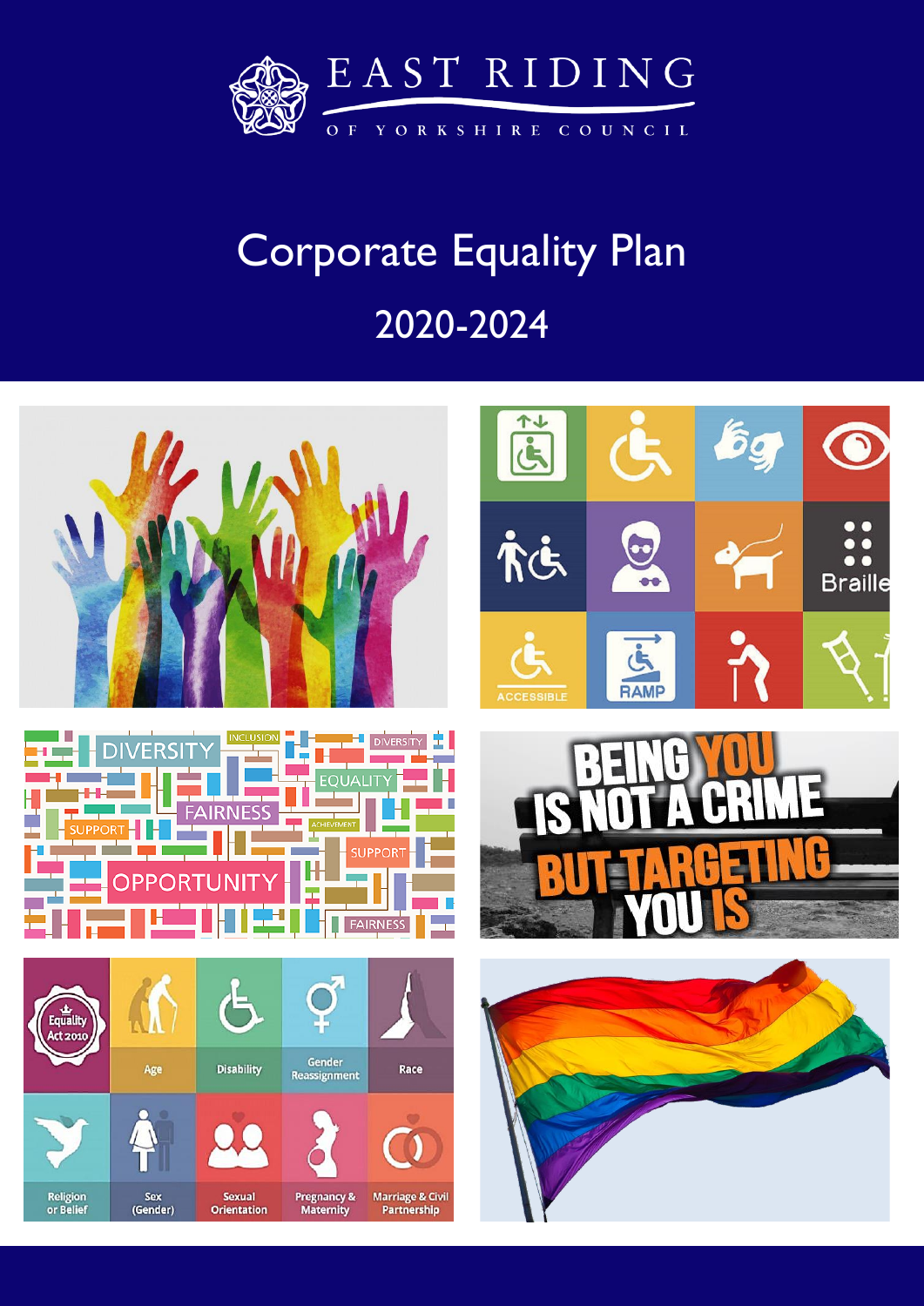EAST RIDING

OF YORKSHIRE COUNCIL

# Corporate Equality Plan

## 2020-2024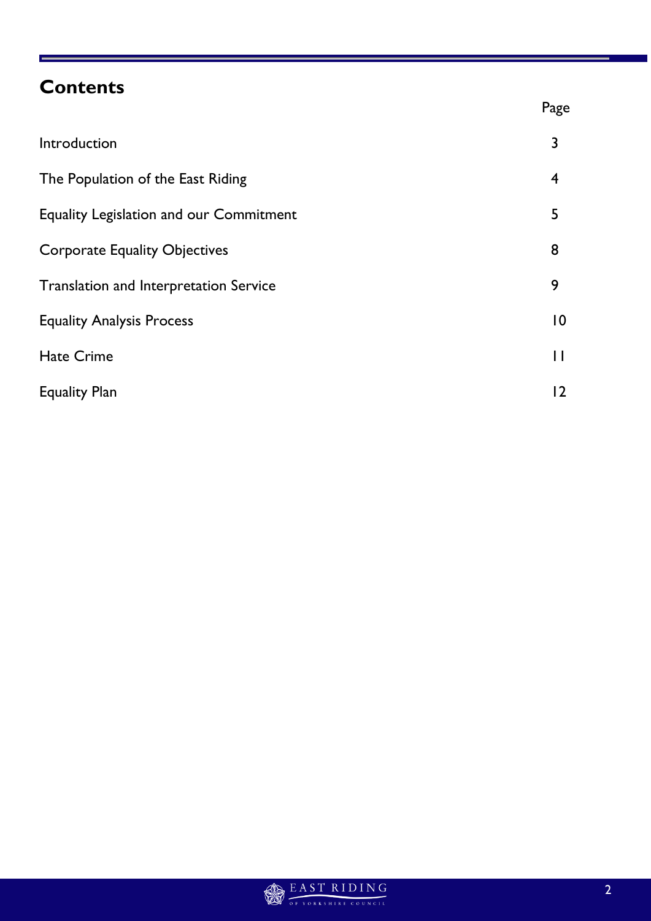## Contents

| | Page |
|---|---|
| Introduction | 3 |
| The Population of the East Riding | 4 |
| Equality Legislation and our Commitment | 5 |
| Corporate Equality Objectives | 8 |
| Translation and Interpretation Service | 9 |
| Equality Analysis Process | 10 |
| Hate Crime | 11 |
| Equality Plan | 12 |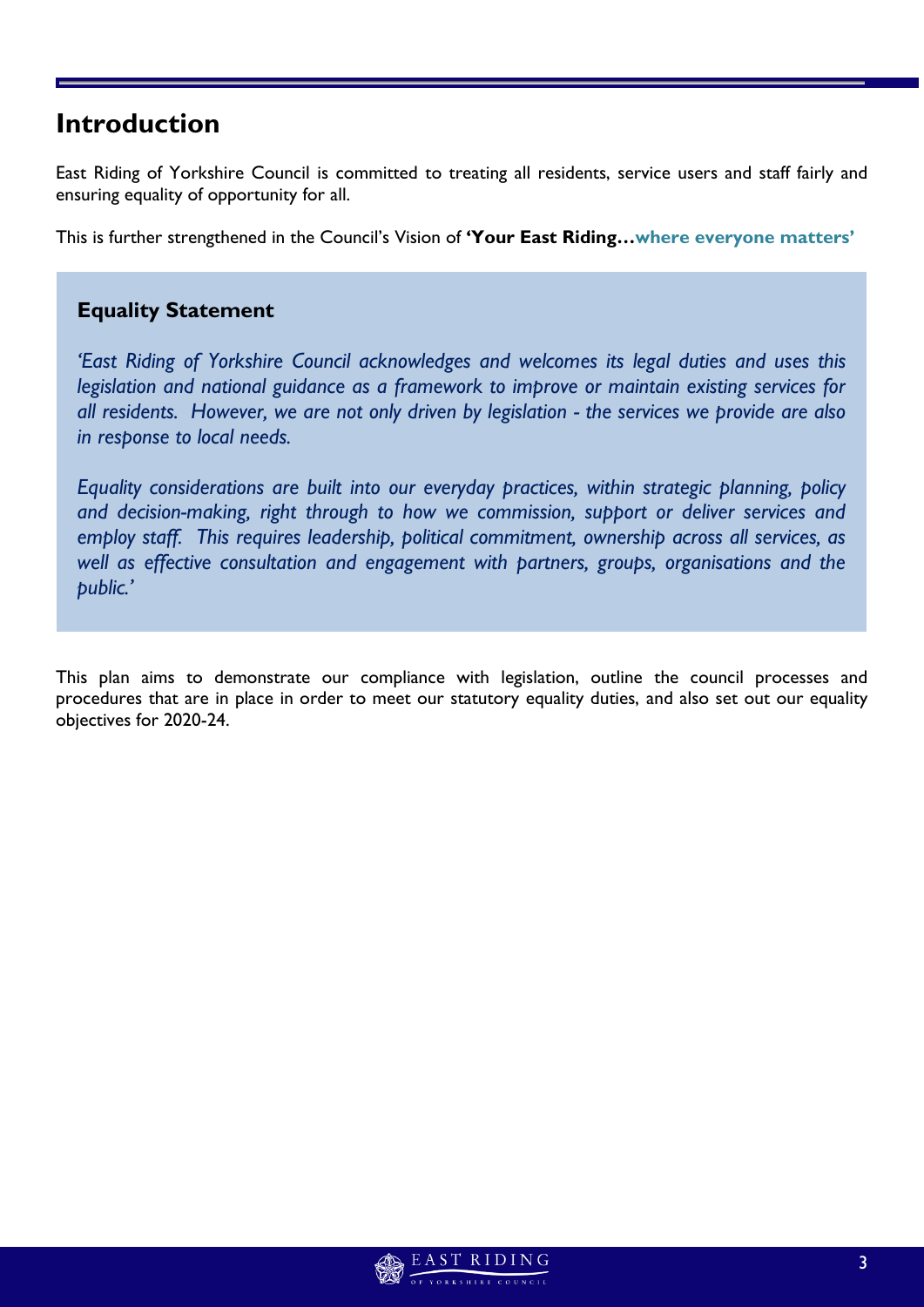# Introduction

East Riding of Yorkshire Council is committed to treating all residents, service users and staff fairly and ensuring equality of opportunity for all.

This is further strengthened in the Council's Vision of **'Your East Riding…where everyone matters'**

## Equality Statement

*'East Riding of Yorkshire Council acknowledges and welcomes its legal duties and uses this legislation and national guidance as a framework to improve or maintain existing services for all residents. However, we are not only driven by legislation - the services we provide are also in response to local needs.*

*Equality considerations are built into our everyday practices, within strategic planning, policy and decision-making, right through to how we commission, support or deliver services and employ staff. This requires leadership, political commitment, ownership across all services, as well as effective consultation and engagement with partners, groups, organisations and the public.'*

This plan aims to demonstrate our compliance with legislation, outline the council processes and procedures that are in place in order to meet our statutory equality duties, and also set out our equality objectives for 2020-24.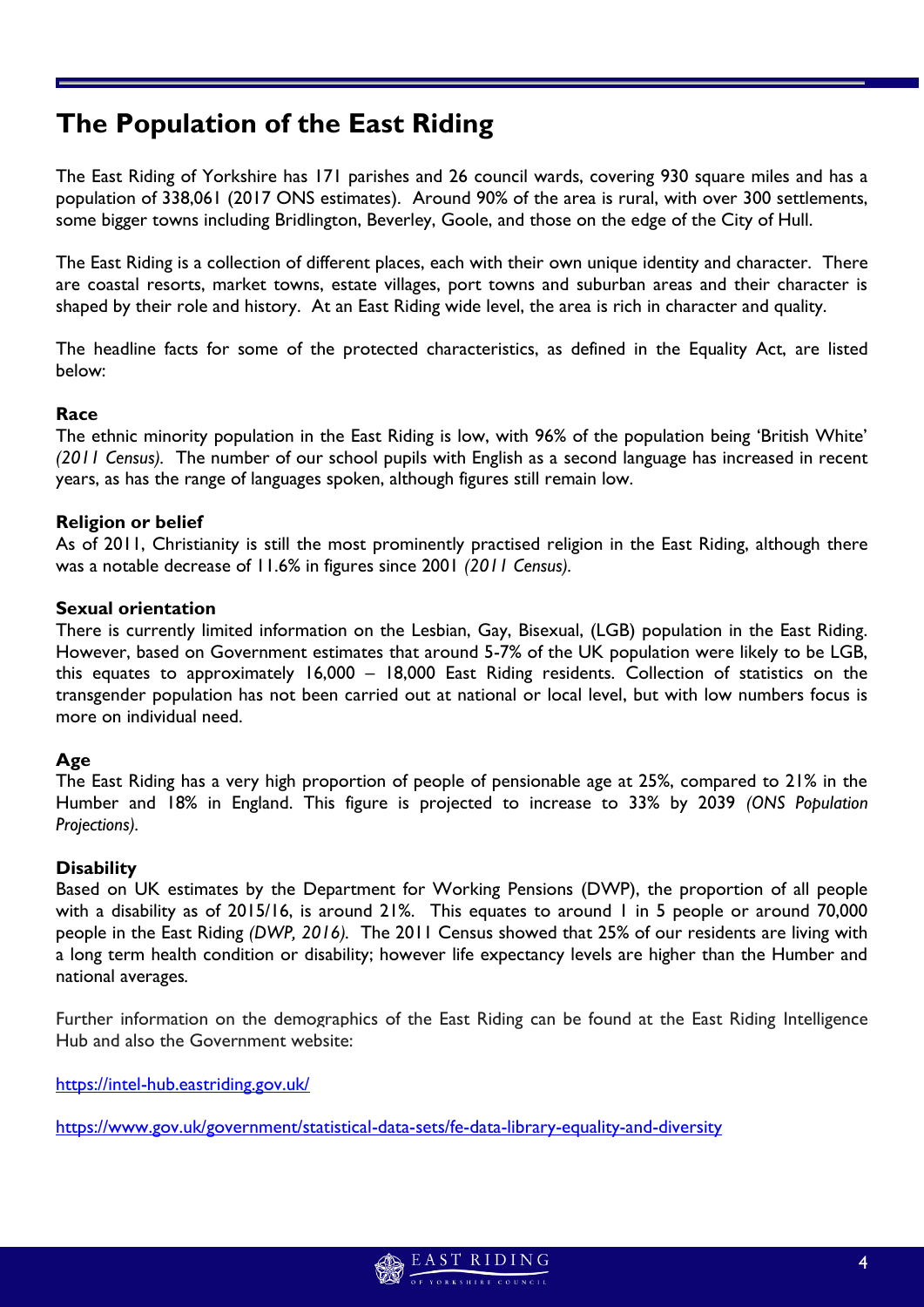# The Population of the East Riding

The East Riding of Yorkshire has 171 parishes and 26 council wards, covering 930 square miles and has a population of 338,061 (2017 ONS estimates). Around 90% of the area is rural, with over 300 settlements, some bigger towns including Bridlington, Beverley, Goole, and those on the edge of the City of Hull.

The East Riding is a collection of different places, each with their own unique identity and character. There are coastal resorts, market towns, estate villages, port towns and suburban areas and their character is shaped by their role and history. At an East Riding wide level, the area is rich in character and quality.

The headline facts for some of the protected characteristics, as defined in the Equality Act, are listed below:

**Race**

The ethnic minority population in the East Riding is low, with 96% of the population being 'British White' *(2011 Census).* The number of our school pupils with English as a second language has increased in recent years, as has the range of languages spoken, although figures still remain low.

**Religion or belief**

As of 2011, Christianity is still the most prominently practised religion in the East Riding, although there was a notable decrease of 11.6% in figures since 2001 *(2011 Census).*

**Sexual orientation**

There is currently limited information on the Lesbian, Gay, Bisexual, (LGB) population in the East Riding. However, based on Government estimates that around 5-7% of the UK population were likely to be LGB, this equates to approximately 16,000 – 18,000 East Riding residents. Collection of statistics on the transgender population has not been carried out at national or local level, but with low numbers focus is more on individual need.

**Age**

The East Riding has a very high proportion of people of pensionable age at 25%, compared to 21% in the Humber and 18% in England. This figure is projected to increase to 33% by 2039 *(ONS Population Projections).*

**Disability**

Based on UK estimates by the Department for Working Pensions (DWP), the proportion of all people with a disability as of 2015/16, is around 21%. This equates to around 1 in 5 people or around 70,000 people in the East Riding *(DWP, 2016).* The 2011 Census showed that 25% of our residents are living with a long term health condition or disability; however life expectancy levels are higher than the Humber and national averages.

Further information on the demographics of the East Riding can be found at the East Riding Intelligence Hub and also the Government website:

https://intel-hub.eastriding.gov.uk/

https://www.gov.uk/government/statistical-data-sets/fe-data-library-equality-and-diversity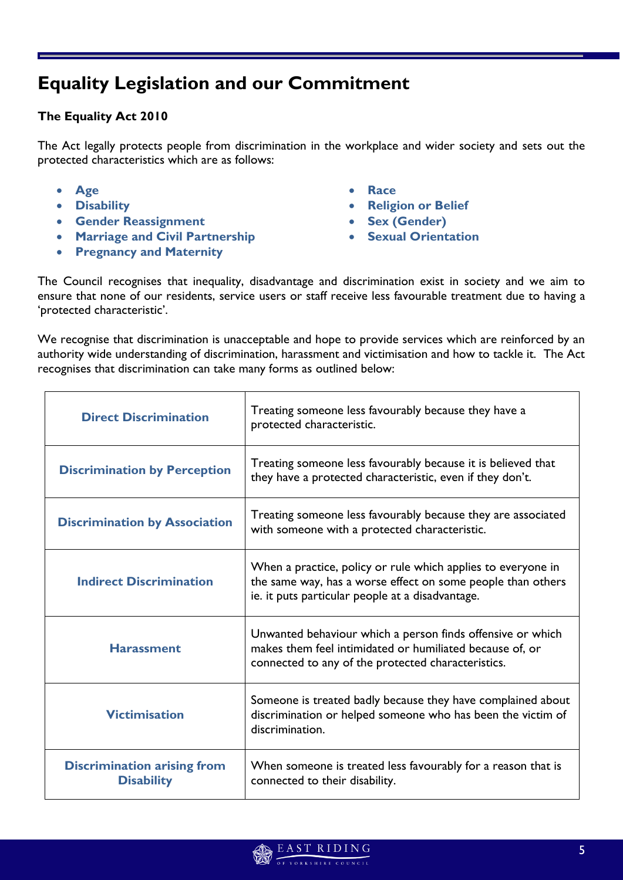# Equality Legislation and our Commitment

**The Equality Act 2010**

The Act legally protects people from discrimination in the workplace and wider society and sets out the protected characteristics which are as follows:

- **Age**
- **Disability**
- **Gender Reassignment**
- **Marriage and Civil Partnership**
- **Pregnancy and Maternity**
- **Race**
- **Religion or Belief**
- **Sex (Gender)**
- **Sexual Orientation**

The Council recognises that inequality, disadvantage and discrimination exist in society and we aim to ensure that none of our residents, service users or staff receive less favourable treatment due to having a 'protected characteristic'.

We recognise that discrimination is unacceptable and hope to provide services which are reinforced by an authority wide understanding of discrimination, harassment and victimisation and how to tackle it. The Act recognises that discrimination can take many forms as outlined below:

| | |
|---|---|
| **Direct Discrimination** | Treating someone less favourably because they have a protected characteristic. |
| **Discrimination by Perception** | Treating someone less favourably because it is believed that they have a protected characteristic, even if they don't. |
| **Discrimination by Association** | Treating someone less favourably because they are associated with someone with a protected characteristic. |
| **Indirect Discrimination** | When a practice, policy or rule which applies to everyone in the same way, has a worse effect on some people than others ie. it puts particular people at a disadvantage. |
| **Harassment** | Unwanted behaviour which a person finds offensive or which makes them feel intimidated or humiliated because of, or connected to any of the protected characteristics. |
| **Victimisation** | Someone is treated badly because they have complained about discrimination or helped someone who has been the victim of discrimination. |
| **Discrimination arising from Disability** | When someone is treated less favourably for a reason that is connected to their disability. |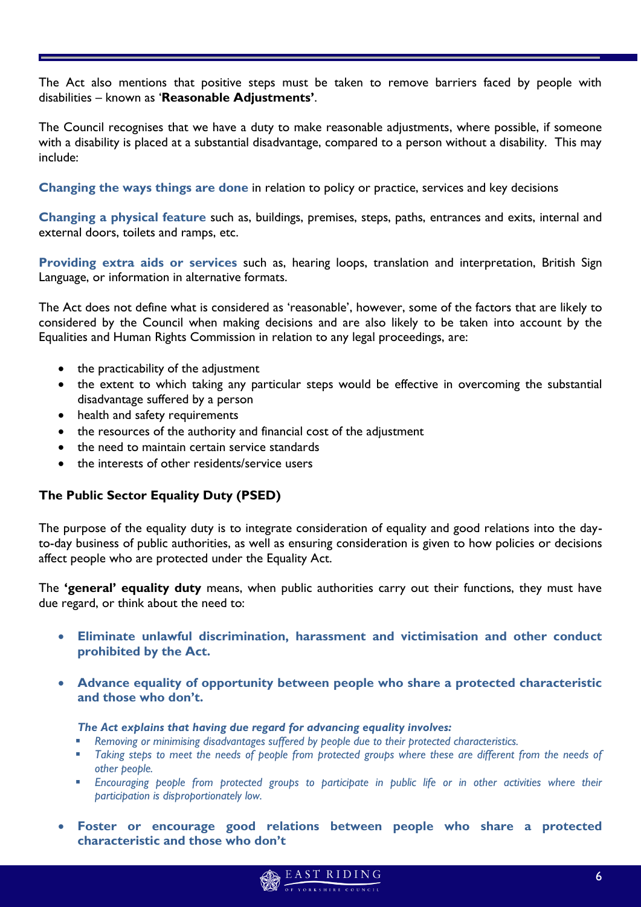The Act also mentions that positive steps must be taken to remove barriers faced by people with disabilities – known as '**Reasonable Adjustments'**.

The Council recognises that we have a duty to make reasonable adjustments, where possible, if someone with a disability is placed at a substantial disadvantage, compared to a person without a disability. This may include:

**Changing the ways things are done** in relation to policy or practice, services and key decisions

**Changing a physical feature** such as, buildings, premises, steps, paths, entrances and exits, internal and external doors, toilets and ramps, etc.

**Providing extra aids or services** such as, hearing loops, translation and interpretation, British Sign Language, or information in alternative formats.

The Act does not define what is considered as 'reasonable', however, some of the factors that are likely to considered by the Council when making decisions and are also likely to be taken into account by the Equalities and Human Rights Commission in relation to any legal proceedings, are:

- the practicability of the adjustment
- the extent to which taking any particular steps would be effective in overcoming the substantial disadvantage suffered by a person
- health and safety requirements
- the resources of the authority and financial cost of the adjustment
- the need to maintain certain service standards
- the interests of other residents/service users

**The Public Sector Equality Duty (PSED)**

The purpose of the equality duty is to integrate consideration of equality and good relations into the day-to-day business of public authorities, as well as ensuring consideration is given to how policies or decisions affect people who are protected under the Equality Act.

The **'general' equality duty** means, when public authorities carry out their functions, they must have due regard, or think about the need to:

- **Eliminate unlawful discrimination, harassment and victimisation and other conduct prohibited by the Act.**
- **Advance equality of opportunity between people who share a protected characteristic and those who don't.**

  ***The Act explains that having due regard for advancing equality involves:***
  - *Removing or minimising disadvantages suffered by people due to their protected characteristics.*
  - *Taking steps to meet the needs of people from protected groups where these are different from the needs of other people.*
  - *Encouraging people from protected groups to participate in public life or in other activities where their participation is disproportionately low.*
- **Foster or encourage good relations between people who share a protected characteristic and those who don't**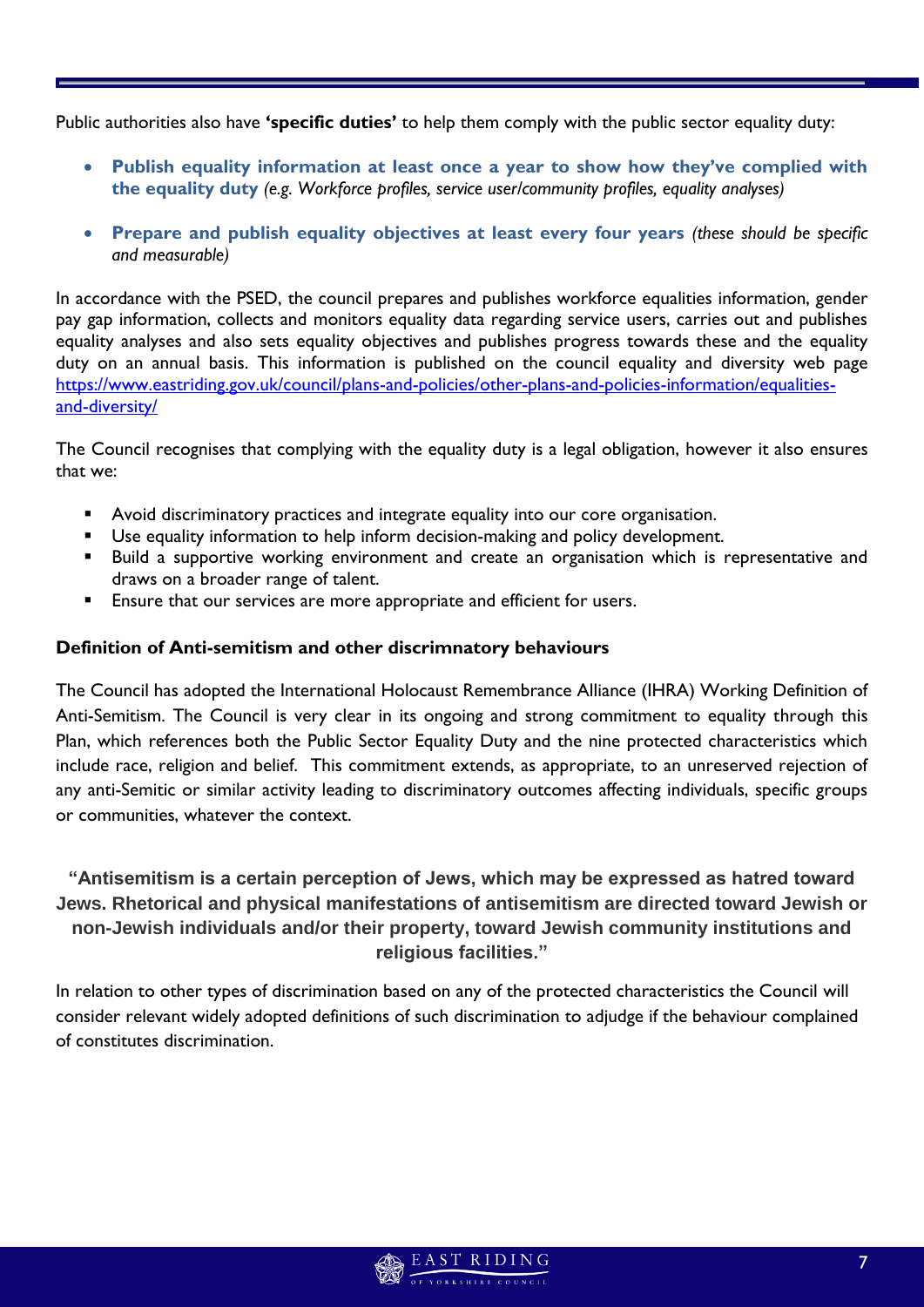Public authorities also have **'specific duties'** to help them comply with the public sector equality duty:

- **Publish equality information at least once a year to show how they've complied with the equality duty** *(e.g. Workforce profiles, service user/community profiles, equality analyses)*
- **Prepare and publish equality objectives at least every four years** *(these should be specific and measurable)*

In accordance with the PSED, the council prepares and publishes workforce equalities information, gender pay gap information, collects and monitors equality data regarding service users, carries out and publishes equality analyses and also sets equality objectives and publishes progress towards these and the equality duty on an annual basis. This information is published on the council equality and diversity web page [https://www.eastriding.gov.uk/council/plans-and-policies/other-plans-and-policies-information/equalities-and-diversity/](https://www.eastriding.gov.uk/council/plans-and-policies/other-plans-and-policies-information/equalities-and-diversity/)

The Council recognises that complying with the equality duty is a legal obligation, however it also ensures that we:

- Avoid discriminatory practices and integrate equality into our core organisation.
- Use equality information to help inform decision-making and policy development.
- Build a supportive working environment and create an organisation which is representative and draws on a broader range of talent.
- Ensure that our services are more appropriate and efficient for users.

### Definition of Anti-semitism and other discrimnatory behaviours

The Council has adopted the International Holocaust Remembrance Alliance (IHRA) Working Definition of Anti-Semitism. The Council is very clear in its ongoing and strong commitment to equality through this Plan, which references both the Public Sector Equality Duty and the nine protected characteristics which include race, religion and belief. This commitment extends, as appropriate, to an unreserved rejection of any anti-Semitic or similar activity leading to discriminatory outcomes affecting individuals, specific groups or communities, whatever the context.

**"Antisemitism is a certain perception of Jews, which may be expressed as hatred toward Jews. Rhetorical and physical manifestations of antisemitism are directed toward Jewish or non-Jewish individuals and/or their property, toward Jewish community institutions and religious facilities."**

In relation to other types of discrimination based on any of the protected characteristics the Council will consider relevant widely adopted definitions of such discrimination to adjudge if the behaviour complained of constitutes discrimination.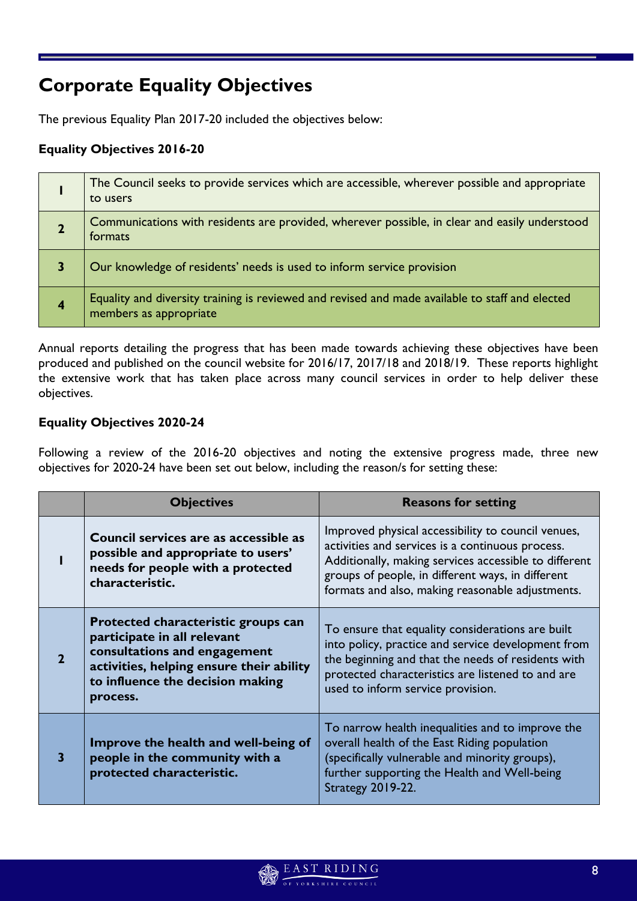## Corporate Equality Objectives

The previous Equality Plan 2017-20 included the objectives below:

**Equality Objectives 2016-20**

| | |
|---|---|
| **1** | The Council seeks to provide services which are accessible, wherever possible and appropriate to users |
| **2** | Communications with residents are provided, wherever possible, in clear and easily understood formats |
| **3** | Our knowledge of residents' needs is used to inform service provision |
| **4** | Equality and diversity training is reviewed and revised and made available to staff and elected members as appropriate |

Annual reports detailing the progress that has been made towards achieving these objectives have been produced and published on the council website for 2016/17, 2017/18 and 2018/19. These reports highlight the extensive work that has taken place across many council services in order to help deliver these objectives.

**Equality Objectives 2020-24**

Following a review of the 2016-20 objectives and noting the extensive progress made, three new objectives for 2020-24 have been set out below, including the reason/s for setting these:

| | Objectives | Reasons for setting |
|---|---|---|
| **1** | **Council services are as accessible as possible and appropriate to users' needs for people with a protected characteristic.** | Improved physical accessibility to council venues, activities and services is a continuous process. Additionally, making services accessible to different groups of people, in different ways, in different formats and also, making reasonable adjustments. |
| **2** | **Protected characteristic groups can participate in all relevant consultations and engagement activities, helping ensure their ability to influence the decision making process.** | To ensure that equality considerations are built into policy, practice and service development from the beginning and that the needs of residents with protected characteristics are listened to and are used to inform service provision. |
| **3** | **Improve the health and well-being of people in the community with a protected characteristic.** | To narrow health inequalities and to improve the overall health of the East Riding population (specifically vulnerable and minority groups), further supporting the Health and Well-being Strategy 2019-22. |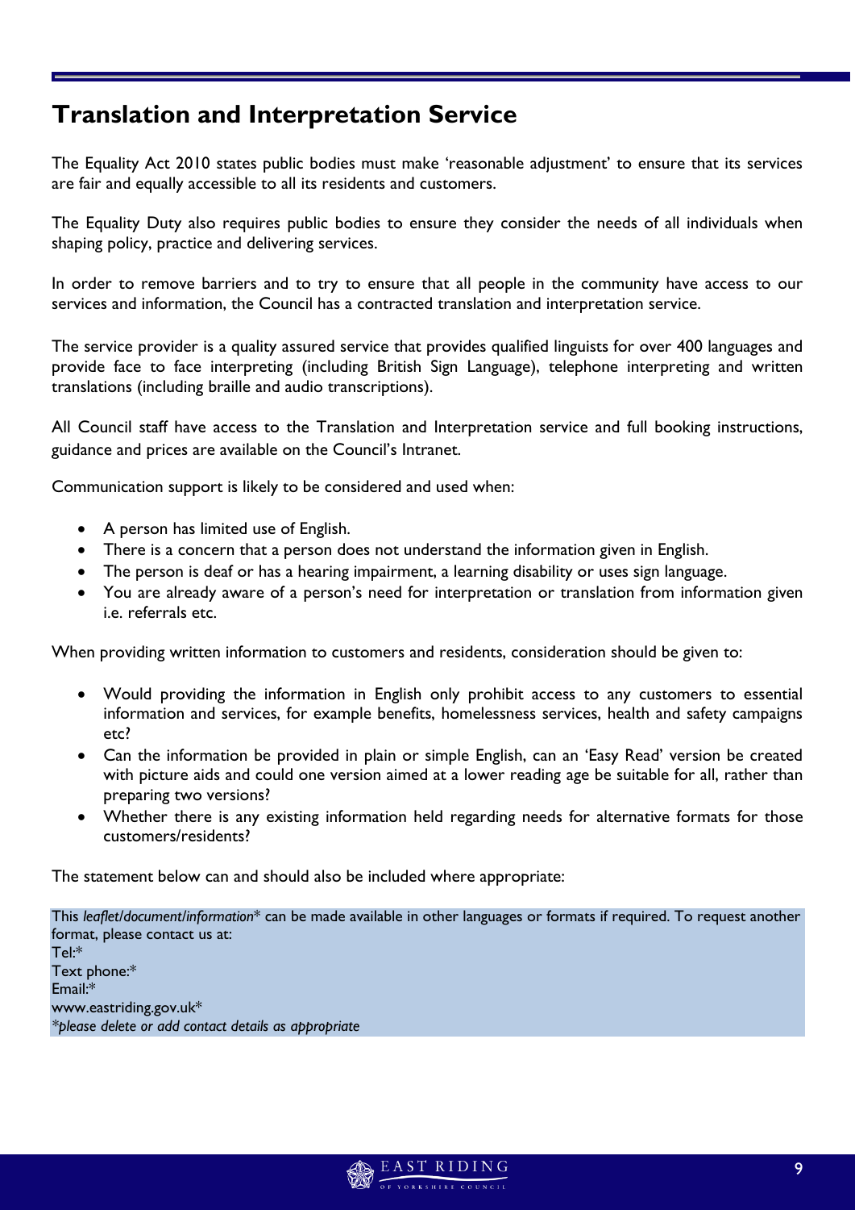## Translation and Interpretation Service

The Equality Act 2010 states public bodies must make 'reasonable adjustment' to ensure that its services are fair and equally accessible to all its residents and customers.

The Equality Duty also requires public bodies to ensure they consider the needs of all individuals when shaping policy, practice and delivering services.

In order to remove barriers and to try to ensure that all people in the community have access to our services and information, the Council has a contracted translation and interpretation service.

The service provider is a quality assured service that provides qualified linguists for over 400 languages and provide face to face interpreting (including British Sign Language), telephone interpreting and written translations (including braille and audio transcriptions).

All Council staff have access to the Translation and Interpretation service and full booking instructions, guidance and prices are available on the Council's Intranet.

Communication support is likely to be considered and used when:

- A person has limited use of English.
- There is a concern that a person does not understand the information given in English.
- The person is deaf or has a hearing impairment, a learning disability or uses sign language.
- You are already aware of a person's need for interpretation or translation from information given i.e. referrals etc.

When providing written information to customers and residents, consideration should be given to:

- Would providing the information in English only prohibit access to any customers to essential information and services, for example benefits, homelessness services, health and safety campaigns etc?
- Can the information be provided in plain or simple English, can an 'Easy Read' version be created with picture aids and could one version aimed at a lower reading age be suitable for all, rather than preparing two versions?
- Whether there is any existing information held regarding needs for alternative formats for those customers/residents?

The statement below can and should also be included where appropriate:

> This *leaflet/document/information** can be made available in other languages or formats if required. To request another format, please contact us at:
> Tel:*
> Text phone:*
> Email:*
> www.eastriding.gov.uk*
> *\*please delete or add contact details as appropriate*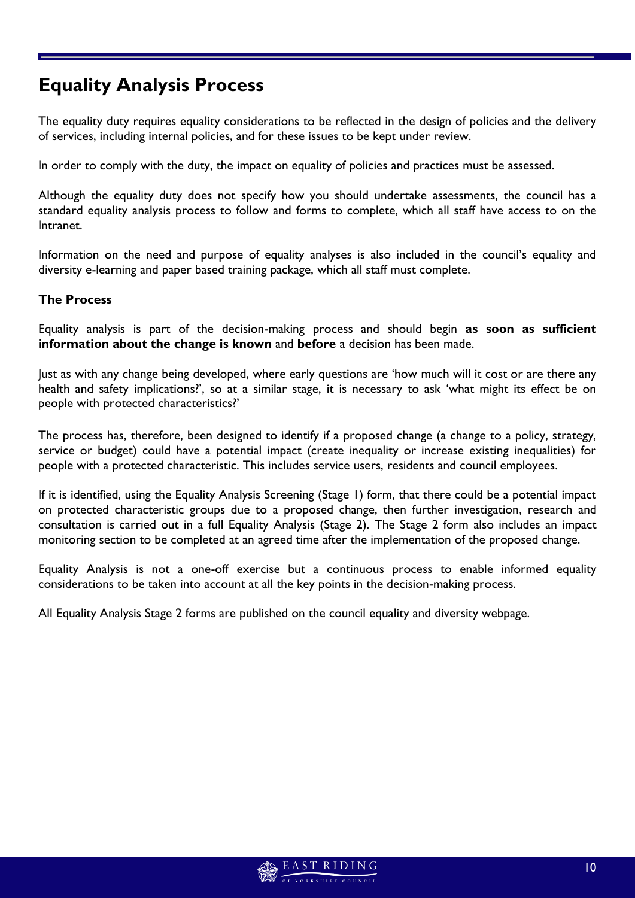# Equality Analysis Process

The equality duty requires equality considerations to be reflected in the design of policies and the delivery of services, including internal policies, and for these issues to be kept under review.

In order to comply with the duty, the impact on equality of policies and practices must be assessed.

Although the equality duty does not specify how you should undertake assessments, the council has a standard equality analysis process to follow and forms to complete, which all staff have access to on the Intranet.

Information on the need and purpose of equality analyses is also included in the council's equality and diversity e-learning and paper based training package, which all staff must complete.

**The Process**

Equality analysis is part of the decision-making process and should begin **as soon as sufficient information about the change is known** and **before** a decision has been made.

Just as with any change being developed, where early questions are 'how much will it cost or are there any health and safety implications?', so at a similar stage, it is necessary to ask 'what might its effect be on people with protected characteristics?'

The process has, therefore, been designed to identify if a proposed change (a change to a policy, strategy, service or budget) could have a potential impact (create inequality or increase existing inequalities) for people with a protected characteristic. This includes service users, residents and council employees.

If it is identified, using the Equality Analysis Screening (Stage 1) form, that there could be a potential impact on protected characteristic groups due to a proposed change, then further investigation, research and consultation is carried out in a full Equality Analysis (Stage 2). The Stage 2 form also includes an impact monitoring section to be completed at an agreed time after the implementation of the proposed change.

Equality Analysis is not a one-off exercise but a continuous process to enable informed equality considerations to be taken into account at all the key points in the decision-making process.

All Equality Analysis Stage 2 forms are published on the council equality and diversity webpage.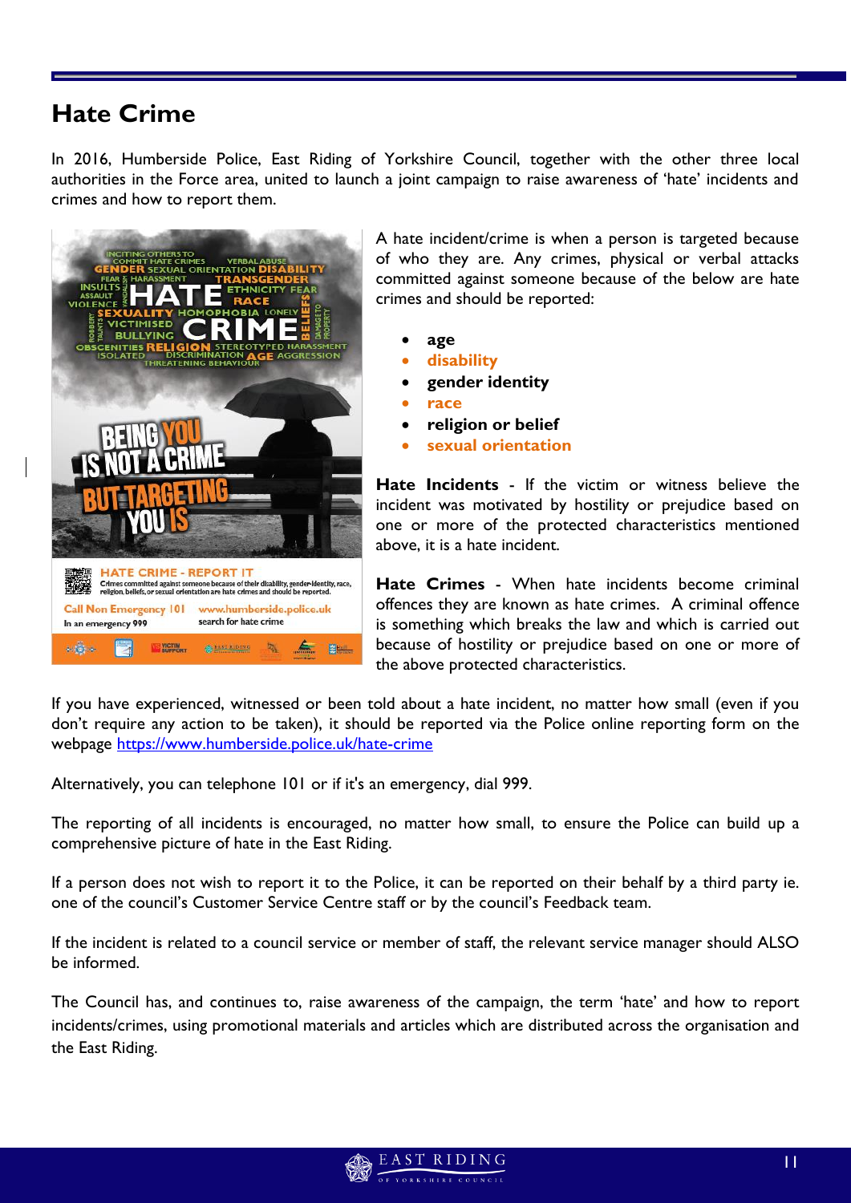## Hate Crime

In 2016, Humberside Police, East Riding of Yorkshire Council, together with the other three local authorities in the Force area, united to launch a joint campaign to raise awareness of 'hate' incidents and crimes and how to report them.

A hate incident/crime is when a person is targeted because of who they are. Any crimes, physical or verbal attacks committed against someone because of the below are hate crimes and should be reported:

- **age**
- **disability**
- **gender identity**
- **race**
- **religion or belief**
- **sexual orientation**

**Hate Incidents** - If the victim or witness believe the incident was motivated by hostility or prejudice based on one or more of the protected characteristics mentioned above, it is a hate incident.

**Hate Crimes** - When hate incidents become criminal offences they are known as hate crimes. A criminal offence is something which breaks the law and which is carried out because of hostility or prejudice based on one or more of the above protected characteristics.

If you have experienced, witnessed or been told about a hate incident, no matter how small (even if you don't require any action to be taken), it should be reported via the Police online reporting form on the webpage https://www.humberside.police.uk/hate-crime

Alternatively, you can telephone 101 or if it's an emergency, dial 999.

The reporting of all incidents is encouraged, no matter how small, to ensure the Police can build up a comprehensive picture of hate in the East Riding.

If a person does not wish to report it to the Police, it can be reported on their behalf by a third party ie. one of the council's Customer Service Centre staff or by the council's Feedback team.

If the incident is related to a council service or member of staff, the relevant service manager should ALSO be informed.

The Council has, and continues to, raise awareness of the campaign, the term 'hate' and how to report incidents/crimes, using promotional materials and articles which are distributed across the organisation and the East Riding.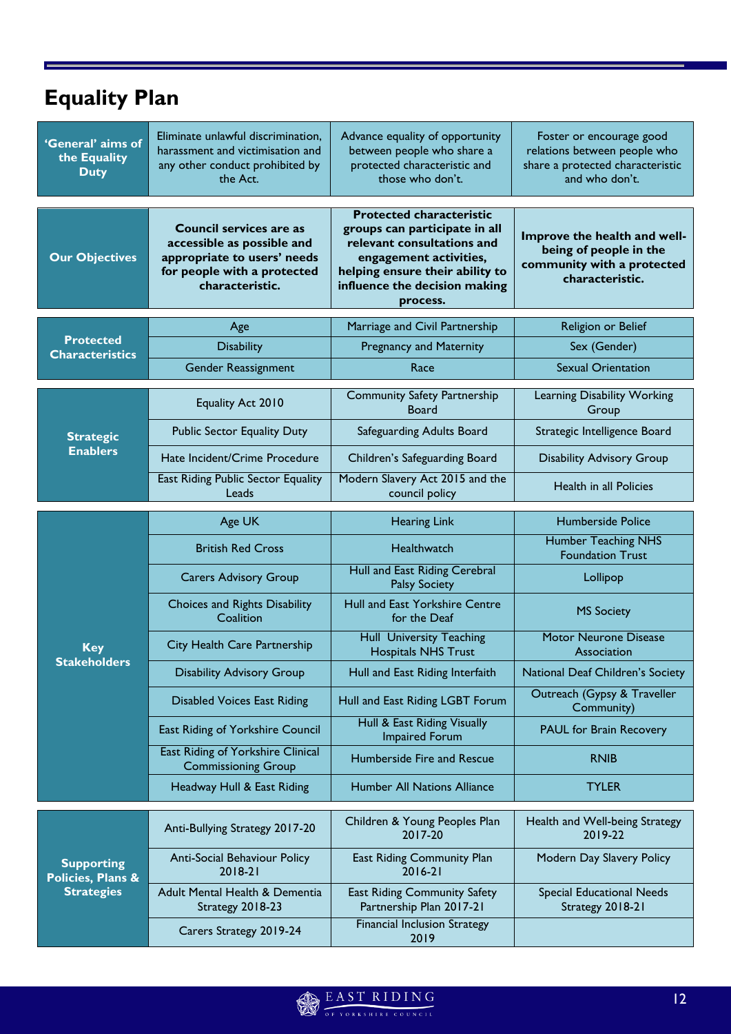# Equality Plan

| 'General' aims of the Equality Duty | Eliminate unlawful discrimination, harassment and victimisation and any other conduct prohibited by the Act. | Advance equality of opportunity between people who share a protected characteristic and those who don't. | Foster or encourage good relations between people who share a protected characteristic and who don't. |
|---|---|---|---|

| Our Objectives | **Council services are as accessible as possible and appropriate to users' needs for people with a protected characteristic.** | **Protected characteristic groups can participate in all relevant consultations and engagement activities, helping ensure their ability to influence the decision making process.** | **Improve the health and well-being of people in the community with a protected characteristic.** |
|---|---|---|---|

| Protected Characteristics | | | |
|---|---|---|---|
| | Age | Marriage and Civil Partnership | Religion or Belief |
| | Disability | Pregnancy and Maternity | Sex (Gender) |
| | Gender Reassignment | Race | Sexual Orientation |

| Strategic Enablers | | | |
|---|---|---|---|
| | Equality Act 2010 | Community Safety Partnership Board | Learning Disability Working Group |
| | Public Sector Equality Duty | Safeguarding Adults Board | Strategic Intelligence Board |
| | Hate Incident/Crime Procedure | Children's Safeguarding Board | Disability Advisory Group |
| | East Riding Public Sector Equality Leads | Modern Slavery Act 2015 and the council policy | Health in all Policies |

| Key Stakeholders | | | |
|---|---|---|---|
| | Age UK | Hearing Link | Humberside Police |
| | British Red Cross | Healthwatch | Humber Teaching NHS Foundation Trust |
| | Carers Advisory Group | Hull and East Riding Cerebral Palsy Society | Lollipop |
| | Choices and Rights Disability Coalition | Hull and East Yorkshire Centre for the Deaf | MS Society |
| | City Health Care Partnership | Hull University Teaching Hospitals NHS Trust | Motor Neurone Disease Association |
| | Disability Advisory Group | Hull and East Riding Interfaith | National Deaf Children's Society |
| | Disabled Voices East Riding | Hull and East Riding LGBT Forum | Outreach (Gypsy & Traveller Community) |
| | East Riding of Yorkshire Council | Hull & East Riding Visually Impaired Forum | PAUL for Brain Recovery |
| | East Riding of Yorkshire Clinical Commissioning Group | Humberside Fire and Rescue | RNIB |
| | Headway Hull & East Riding | Humber All Nations Alliance | TYLER |

| Supporting Policies, Plans & Strategies | | | |
|---|---|---|---|
| | Anti-Bullying Strategy 2017-20 | Children & Young Peoples Plan 2017-20 | Health and Well-being Strategy 2019-22 |
| | Anti-Social Behaviour Policy 2018-21 | East Riding Community Plan 2016-21 | Modern Day Slavery Policy |
| | Adult Mental Health & Dementia Strategy 2018-23 | East Riding Community Safety Partnership Plan 2017-21 | Special Educational Needs Strategy 2018-21 |
| | Carers Strategy 2019-24 | Financial Inclusion Strategy 2019 | |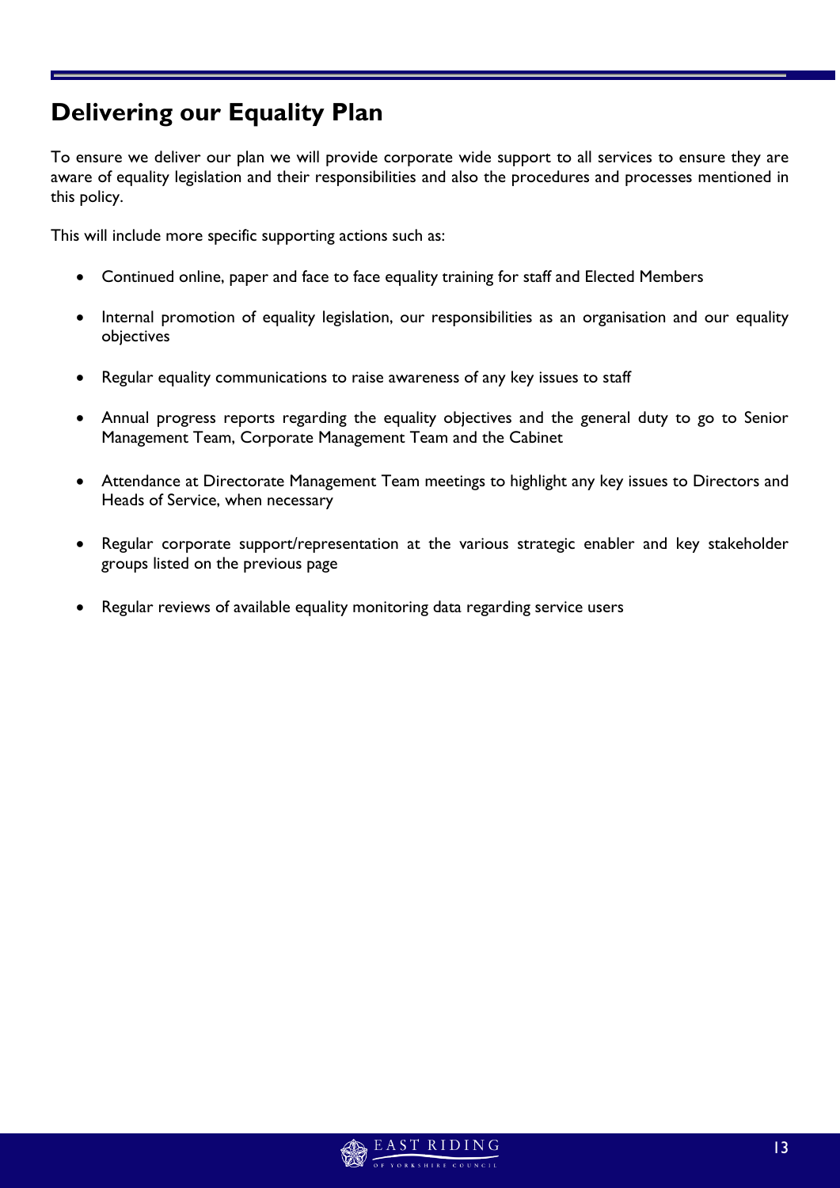## Delivering our Equality Plan

To ensure we deliver our plan we will provide corporate wide support to all services to ensure they are aware of equality legislation and their responsibilities and also the procedures and processes mentioned in this policy.

This will include more specific supporting actions such as:

- Continued online, paper and face to face equality training for staff and Elected Members
- Internal promotion of equality legislation, our responsibilities as an organisation and our equality objectives
- Regular equality communications to raise awareness of any key issues to staff
- Annual progress reports regarding the equality objectives and the general duty to go to Senior Management Team, Corporate Management Team and the Cabinet
- Attendance at Directorate Management Team meetings to highlight any key issues to Directors and Heads of Service, when necessary
- Regular corporate support/representation at the various strategic enabler and key stakeholder groups listed on the previous page
- Regular reviews of available equality monitoring data regarding service users